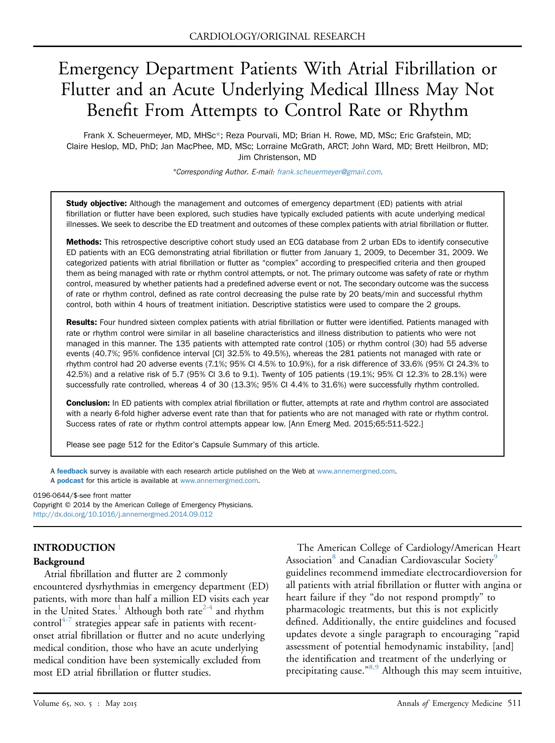CARDIOLOGY/ORIGINAL RESEARCH

# Emergency Department Patients With Atrial Fibrillation or Flutter and an Acute Underlying Medical Illness May Not Benefit From Attempts to Control Rate or Rhythm

Frank X. Scheuermeyer, MD, MHSc*; Reza Pourvali, MD; Brian H. Rowe, MD, MSc; Eric Grafstein, MD; Claire Heslop, MD, PhD; Jan MacPhee, MD, MSc; Lorraine McGrath, ARCT; John Ward, MD; Brett Heilbron, MD; Jim Christenson, MD

*Corresponding Author. E-mail: frank.scheuermeyer@gmail.com.

**Study objective:** Although the management and outcomes of emergency department (ED) patients with atrial fibrillation or flutter have been explored, such studies have typically excluded patients with acute underlying medical illnesses. We seek to describe the ED treatment and outcomes of these complex patients with atrial fibrillation or flutter.

**Methods:** This retrospective descriptive cohort study used an ECG database from 2 urban EDs to identify consecutive ED patients with an ECG demonstrating atrial fibrillation or flutter from January 1, 2009, to December 31, 2009. We categorized patients with atrial fibrillation or flutter as "complex" according to prespecified criteria and then grouped them as being managed with rate or rhythm control attempts, or not. The primary outcome was safety of rate or rhythm control, measured by whether patients had a predefined adverse event or not. The secondary outcome was the success of rate or rhythm control, defined as rate control decreasing the pulse rate by 20 beats/min and successful rhythm control, both within 4 hours of treatment initiation. Descriptive statistics were used to compare the 2 groups.

**Results:** Four hundred sixteen complex patients with atrial fibrillation or flutter were identified. Patients managed with rate or rhythm control were similar in all baseline characteristics and illness distribution to patients who were not managed in this manner. The 135 patients with attempted rate control (105) or rhythm control (30) had 55 adverse events (40.7%; 95% confidence interval [CI] 32.5% to 49.5%), whereas the 281 patients not managed with rate or rhythm control had 20 adverse events (7.1%; 95% CI 4.5% to 10.9%), for a risk difference of 33.6% (95% CI 24.3% to 42.5%) and a relative risk of 5.7 (95% CI 3.6 to 9.1). Twenty of 105 patients (19.1%; 95% CI 12.3% to 28.1%) were successfully rate controlled, whereas 4 of 30 (13.3%; 95% CI 4.4% to 31.6%) were successfully rhythm controlled.

**Conclusion:** In ED patients with complex atrial fibrillation or flutter, attempts at rate and rhythm control are associated with a nearly 6-fold higher adverse event rate than that for patients who are not managed with rate or rhythm control. Success rates of rate or rhythm control attempts appear low. [Ann Emerg Med. 2015;65:511-522.]

Please see page 512 for the Editor's Capsule Summary of this article.

A **feedback** survey is available with each research article published on the Web at www.annemergmed.com.
A **podcast** for this article is available at www.annemergmed.com.

0196-0644/$-see front matter
Copyright © 2014 by the American College of Emergency Physicians.
http://dx.doi.org/10.1016/j.annemergmed.2014.09.012

## INTRODUCTION

### Background

Atrial fibrillation and flutter are 2 commonly encountered dysrhythmias in emergency department (ED) patients, with more than half a million ED visits each year in the United States.[1] Although both rate[2-4] and rhythm control[4-7] strategies appear safe in patients with recent-onset atrial fibrillation or flutter and no acute underlying medical condition, those who have an acute underlying medical condition have been systemically excluded from most ED atrial fibrillation or flutter studies.

The American College of Cardiology/American Heart Association[8] and Canadian Cardiovascular Society[9] guidelines recommend immediate electrocardioversion for all patients with atrial fibrillation or flutter with angina or heart failure if they "do not respond promptly" to pharmacologic treatments, but this is not explicitly defined. Additionally, the entire guidelines and focused updates devote a single paragraph to encouraging "rapid assessment of potential hemodynamic instability, [and] the identification and treatment of the underlying or precipitating cause."[8,9] Although this may seem intuitive,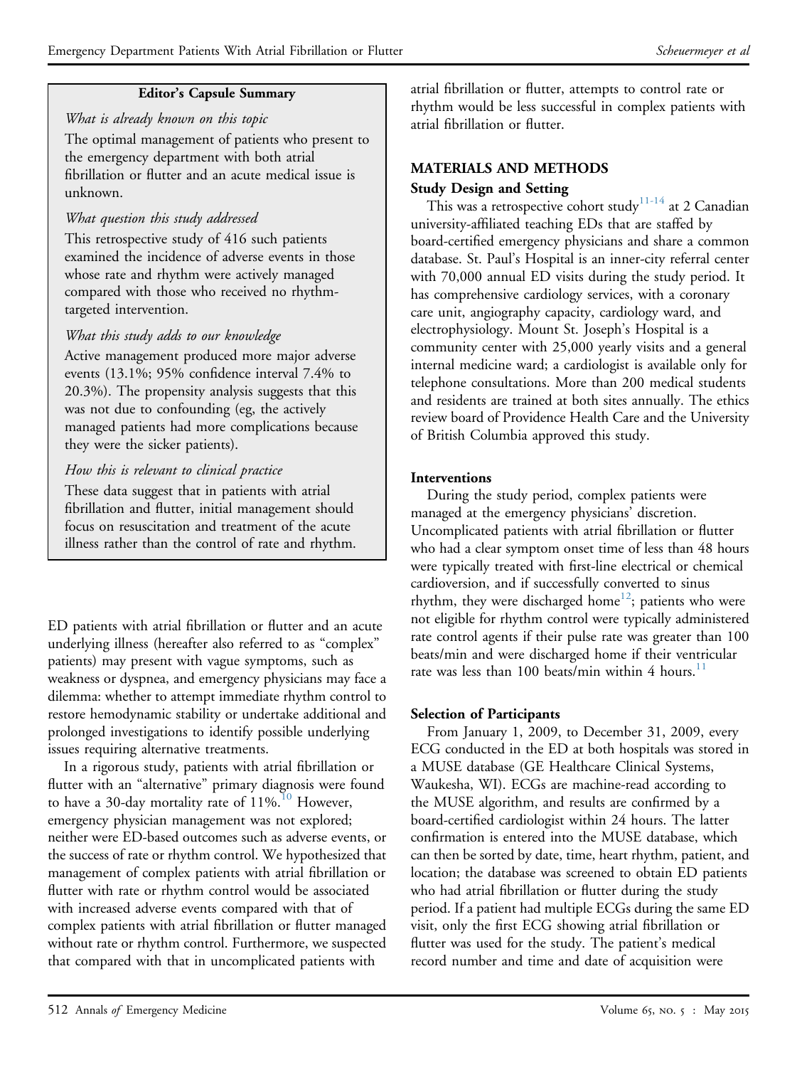**Editor's Capsule Summary**

*What is already known on this topic*

The optimal management of patients who present to the emergency department with both atrial fibrillation or flutter and an acute medical issue is unknown.

*What question this study addressed*

This retrospective study of 416 such patients examined the incidence of adverse events in those whose rate and rhythm were actively managed compared with those who received no rhythm-targeted intervention.

*What this study adds to our knowledge*

Active management produced more major adverse events (13.1%; 95% confidence interval 7.4% to 20.3%). The propensity analysis suggests that this was not due to confounding (eg, the actively managed patients had more complications because they were the sicker patients).

*How this is relevant to clinical practice*

These data suggest that in patients with atrial fibrillation and flutter, initial management should focus on resuscitation and treatment of the acute illness rather than the control of rate and rhythm.

ED patients with atrial fibrillation or flutter and an acute underlying illness (hereafter also referred to as "complex" patients) may present with vague symptoms, such as weakness or dyspnea, and emergency physicians may face a dilemma: whether to attempt immediate rhythm control to restore hemodynamic stability or undertake additional and prolonged investigations to identify possible underlying issues requiring alternative treatments.

In a rigorous study, patients with atrial fibrillation or flutter with an "alternative" primary diagnosis were found to have a 30-day mortality rate of 11%.[10] However, emergency physician management was not explored; neither were ED-based outcomes such as adverse events, or the success of rate or rhythm control. We hypothesized that management of complex patients with atrial fibrillation or flutter with rate or rhythm control would be associated with increased adverse events compared with that of complex patients with atrial fibrillation or flutter managed without rate or rhythm control. Furthermore, we suspected that compared with that in uncomplicated patients with atrial fibrillation or flutter, attempts to control rate or rhythm would be less successful in complex patients with atrial fibrillation or flutter.

## MATERIALS AND METHODS

### Study Design and Setting

This was a retrospective cohort study[11-14] at 2 Canadian university-affiliated teaching EDs that are staffed by board-certified emergency physicians and share a common database. St. Paul's Hospital is an inner-city referral center with 70,000 annual ED visits during the study period. It has comprehensive cardiology services, with a coronary care unit, angiography capacity, cardiology ward, and electrophysiology. Mount St. Joseph's Hospital is a community center with 25,000 yearly visits and a general internal medicine ward; a cardiologist is available only for telephone consultations. More than 200 medical students and residents are trained at both sites annually. The ethics review board of Providence Health Care and the University of British Columbia approved this study.

### Interventions

During the study period, complex patients were managed at the emergency physicians' discretion. Uncomplicated patients with atrial fibrillation or flutter who had a clear symptom onset time of less than 48 hours were typically treated with first-line electrical or chemical cardioversion, and if successfully converted to sinus rhythm, they were discharged home[12]; patients who were not eligible for rhythm control were typically administered rate control agents if their pulse rate was greater than 100 beats/min and were discharged home if their ventricular rate was less than 100 beats/min within 4 hours.[11]

### Selection of Participants

From January 1, 2009, to December 31, 2009, every ECG conducted in the ED at both hospitals was stored in a MUSE database (GE Healthcare Clinical Systems, Waukesha, WI). ECGs are machine-read according to the MUSE algorithm, and results are confirmed by a board-certified cardiologist within 24 hours. The latter confirmation is entered into the MUSE database, which can then be sorted by date, time, heart rhythm, patient, and location; the database was screened to obtain ED patients who had atrial fibrillation or flutter during the study period. If a patient had multiple ECGs during the same ED visit, only the first ECG showing atrial fibrillation or flutter was used for the study. The patient's medical record number and time and date of acquisition were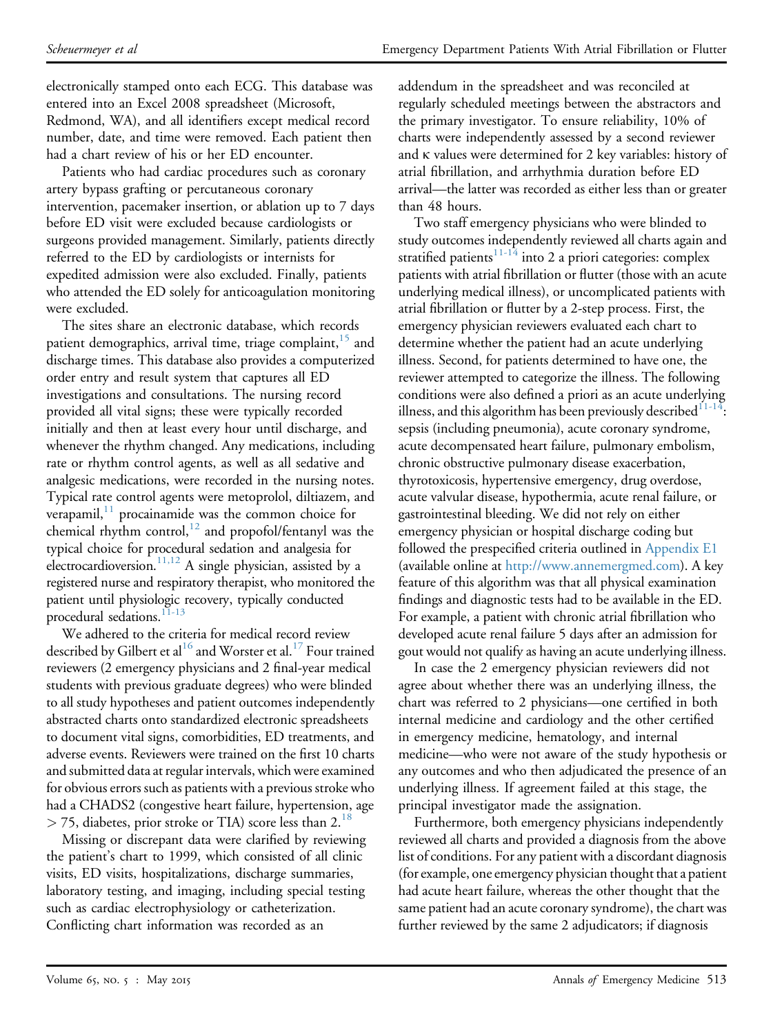electronically stamped onto each ECG. This database was entered into an Excel 2008 spreadsheet (Microsoft, Redmond, WA), and all identifiers except medical record number, date, and time were removed. Each patient then had a chart review of his or her ED encounter.

Patients who had cardiac procedures such as coronary artery bypass grafting or percutaneous coronary intervention, pacemaker insertion, or ablation up to 7 days before ED visit were excluded because cardiologists or surgeons provided management. Similarly, patients directly referred to the ED by cardiologists or internists for expedited admission were also excluded. Finally, patients who attended the ED solely for anticoagulation monitoring were excluded.

The sites share an electronic database, which records patient demographics, arrival time, triage complaint,[15] and discharge times. This database also provides a computerized order entry and result system that captures all ED investigations and consultations. The nursing record provided all vital signs; these were typically recorded initially and then at least every hour until discharge, and whenever the rhythm changed. Any medications, including rate or rhythm control agents, as well as all sedative and analgesic medications, were recorded in the nursing notes. Typical rate control agents were metoprolol, diltiazem, and verapamil,[11] procainamide was the common choice for chemical rhythm control,[12] and propofol/fentanyl was the typical choice for procedural sedation and analgesia for electrocardioversion.[11,12] A single physician, assisted by a registered nurse and respiratory therapist, who monitored the patient until physiologic recovery, typically conducted procedural sedations.[11-13]

We adhered to the criteria for medical record review described by Gilbert et al[16] and Worster et al.[17] Four trained reviewers (2 emergency physicians and 2 final-year medical students with previous graduate degrees) who were blinded to all study hypotheses and patient outcomes independently abstracted charts onto standardized electronic spreadsheets to document vital signs, comorbidities, ED treatments, and adverse events. Reviewers were trained on the first 10 charts and submitted data at regular intervals, which were examined for obvious errors such as patients with a previous stroke who had a CHADS2 (congestive heart failure, hypertension, age $> 75$, diabetes, prior stroke or TIA) score less than 2.[18]

Missing or discrepant data were clarified by reviewing the patient's chart to 1999, which consisted of all clinic visits, ED visits, hospitalizations, discharge summaries, laboratory testing, and imaging, including special testing such as cardiac electrophysiology or catheterization. Conflicting chart information was recorded as an addendum in the spreadsheet and was reconciled at regularly scheduled meetings between the abstractors and the primary investigator. To ensure reliability, 10% of charts were independently assessed by a second reviewer and κ values were determined for 2 key variables: history of atrial fibrillation, and arrhythmia duration before ED arrival—the latter was recorded as either less than or greater than 48 hours.

Two staff emergency physicians who were blinded to study outcomes independently reviewed all charts again and stratified patients[11-14] into 2 a priori categories: complex patients with atrial fibrillation or flutter (those with an acute underlying medical illness), or uncomplicated patients with atrial fibrillation or flutter by a 2-step process. First, the emergency physician reviewers evaluated each chart to determine whether the patient had an acute underlying illness. Second, for patients determined to have one, the reviewer attempted to categorize the illness. The following conditions were also defined a priori as an acute underlying illness, and this algorithm has been previously described[11-14]: sepsis (including pneumonia), acute coronary syndrome, acute decompensated heart failure, pulmonary embolism, chronic obstructive pulmonary disease exacerbation, thyrotoxicosis, hypertensive emergency, drug overdose, acute valvular disease, hypothermia, acute renal failure, or gastrointestinal bleeding. We did not rely on either emergency physician or hospital discharge coding but followed the prespecified criteria outlined in Appendix E1 (available online at http://www.annemergmed.com). A key feature of this algorithm was that all physical examination findings and diagnostic tests had to be available in the ED. For example, a patient with chronic atrial fibrillation who developed acute renal failure 5 days after an admission for gout would not qualify as having an acute underlying illness.

In case the 2 emergency physician reviewers did not agree about whether there was an underlying illness, the chart was referred to 2 physicians—one certified in both internal medicine and cardiology and the other certified in emergency medicine, hematology, and internal medicine—who were not aware of the study hypothesis or any outcomes and who then adjudicated the presence of an underlying illness. If agreement failed at this stage, the principal investigator made the assignation.

Furthermore, both emergency physicians independently reviewed all charts and provided a diagnosis from the above list of conditions. For any patient with a discordant diagnosis (for example, one emergency physician thought that a patient had acute heart failure, whereas the other thought that the same patient had an acute coronary syndrome), the chart was further reviewed by the same 2 adjudicators; if diagnosis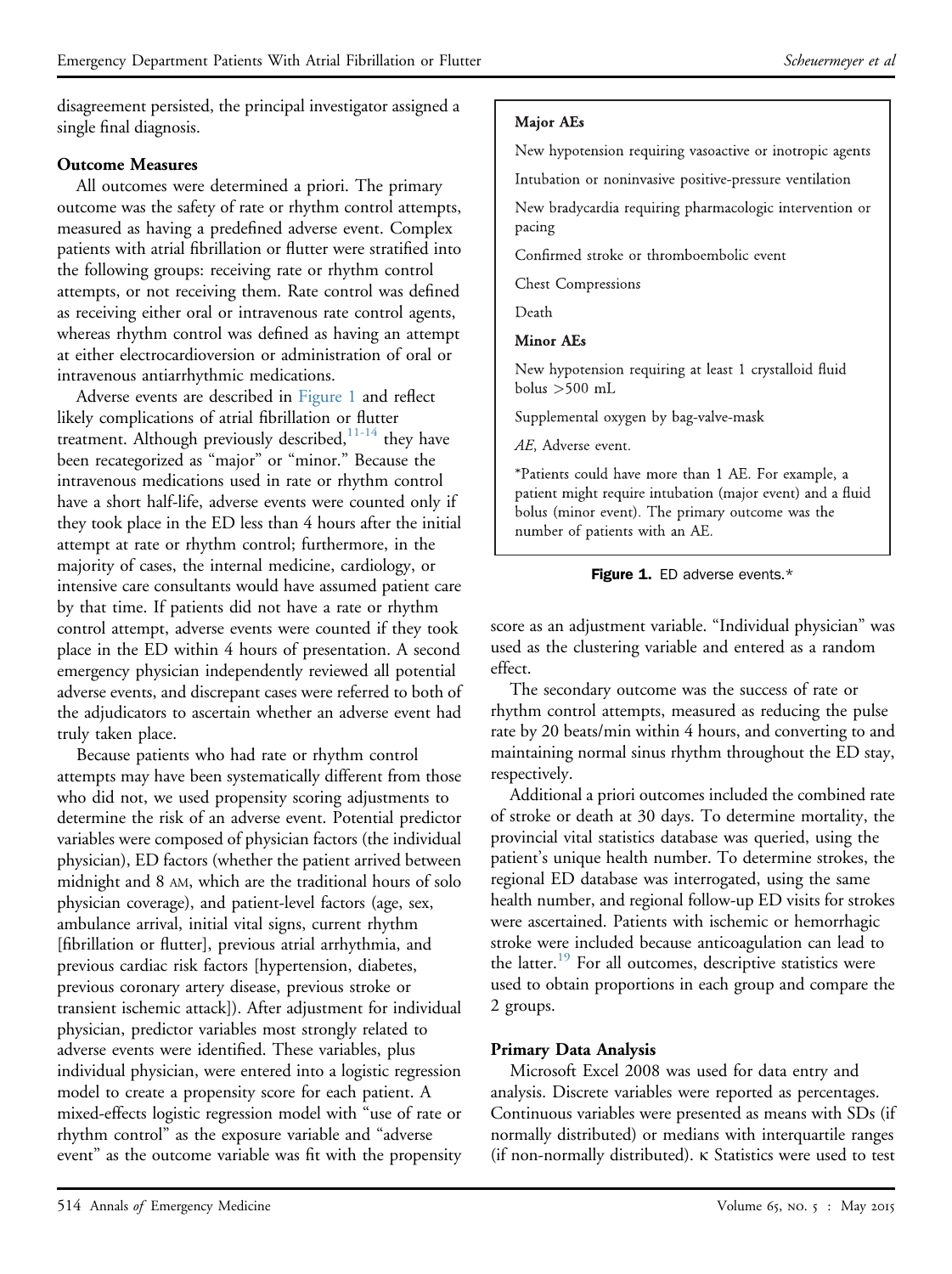disagreement persisted, the principal investigator assigned a single final diagnosis.

### Outcome Measures

All outcomes were determined a priori. The primary outcome was the safety of rate or rhythm control attempts, measured as having a predefined adverse event. Complex patients with atrial fibrillation or flutter were stratified into the following groups: receiving rate or rhythm control attempts, or not receiving them. Rate control was defined as receiving either oral or intravenous rate control agents, whereas rhythm control was defined as having an attempt at either electrocardioversion or administration of oral or intravenous antiarrhythmic medications.

Adverse events are described in Figure 1 and reflect likely complications of atrial fibrillation or flutter treatment. Although previously described,[11-14] they have been recategorized as "major" or "minor." Because the intravenous medications used in rate or rhythm control have a short half-life, adverse events were counted only if they took place in the ED less than 4 hours after the initial attempt at rate or rhythm control; furthermore, in the majority of cases, the internal medicine, cardiology, or intensive care consultants would have assumed patient care by that time. If patients did not have a rate or rhythm control attempt, adverse events were counted if they took place in the ED within 4 hours of presentation. A second emergency physician independently reviewed all potential adverse events, and discrepant cases were referred to both of the adjudicators to ascertain whether an adverse event had truly taken place.

Because patients who had rate or rhythm control attempts may have been systematically different from those who did not, we used propensity scoring adjustments to determine the risk of an adverse event. Potential predictor variables were composed of physician factors (the individual physician), ED factors (whether the patient arrived between midnight and 8 AM, which are the traditional hours of solo physician coverage), and patient-level factors (age, sex, ambulance arrival, initial vital signs, current rhythm [fibrillation or flutter], previous atrial arrhythmia, and previous cardiac risk factors [hypertension, diabetes, previous coronary artery disease, previous stroke or transient ischemic attack]). After adjustment for individual physician, predictor variables most strongly related to adverse events were identified. These variables, plus individual physician, were entered into a logistic regression model to create a propensity score for each patient. A mixed-effects logistic regression model with "use of rate or rhythm control" as the exposure variable and "adverse event" as the outcome variable was fit with the propensity score as an adjustment variable. "Individual physician" was used as the clustering variable and entered as a random effect.

**Major AEs**

New hypotension requiring vasoactive or inotropic agents

Intubation or noninvasive positive-pressure ventilation

New bradycardia requiring pharmacologic intervention or pacing

Confirmed stroke or thromboembolic event

Chest Compressions

Death

**Minor AEs**

New hypotension requiring at least 1 crystalloid fluid bolus >500 mL

Supplemental oxygen by bag-valve-mask

*AE*, Adverse event.

*Patients could have more than 1 AE. For example, a patient might require intubation (major event) and a fluid bolus (minor event). The primary outcome was the number of patients with an AE.

**Figure 1.** ED adverse events.*

The secondary outcome was the success of rate or rhythm control attempts, measured as reducing the pulse rate by 20 beats/min within 4 hours, and converting to and maintaining normal sinus rhythm throughout the ED stay, respectively.

Additional a priori outcomes included the combined rate of stroke or death at 30 days. To determine mortality, the provincial vital statistics database was queried, using the patient's unique health number. To determine strokes, the regional ED database was interrogated, using the same health number, and regional follow-up ED visits for strokes were ascertained. Patients with ischemic or hemorrhagic stroke were included because anticoagulation can lead to the latter.[19] For all outcomes, descriptive statistics were used to obtain proportions in each group and compare the 2 groups.

### Primary Data Analysis

Microsoft Excel 2008 was used for data entry and analysis. Discrete variables were reported as percentages. Continuous variables were presented as means with SDs (if normally distributed) or medians with interquartile ranges (if non-normally distributed). $\kappa$ Statistics were used to test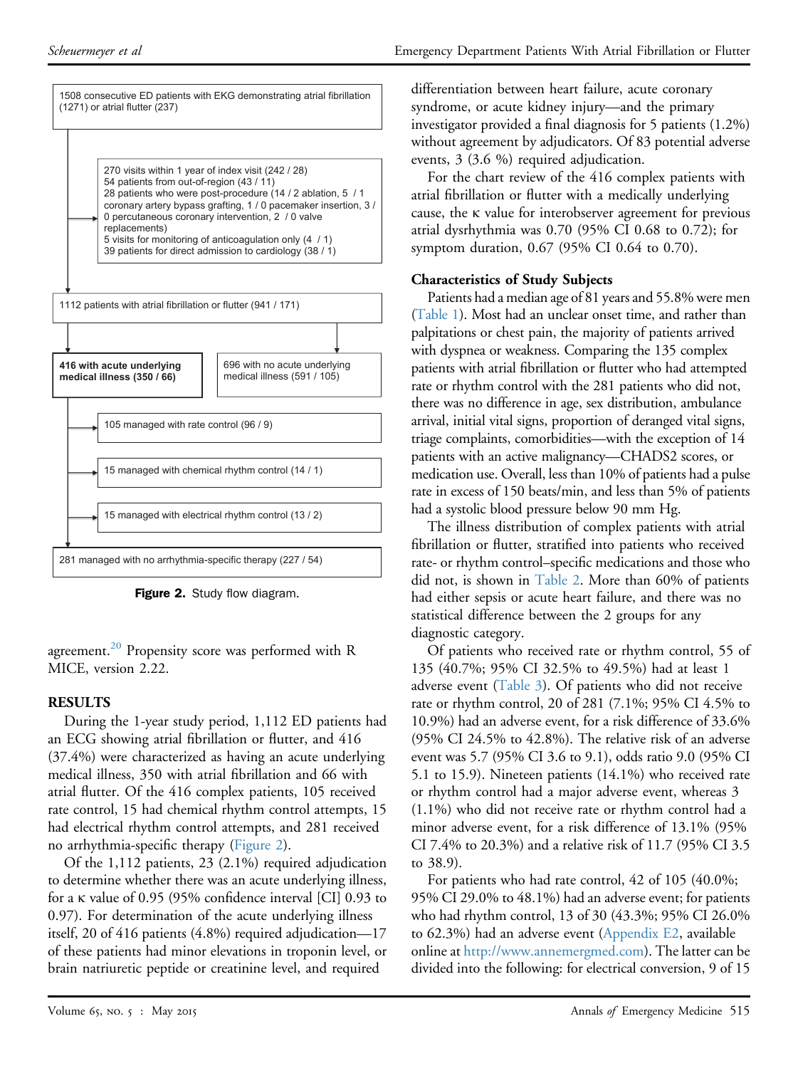1508 consecutive ED patients with EKG demonstrating atrial fibrillation (1271) or atrial flutter (237)

270 visits within 1 year of index visit (242 / 28)
54 patients from out-of-region (43 / 11)
28 patients who were post-procedure (14 / 2 ablation, 5 / 1 coronary artery bypass grafting, 1 / 0 pacemaker insertion, 3 / 0 percutaneous coronary intervention, 2 / 0 valve replacements)
5 visits for monitoring of anticoagulation only (4 / 1)
39 patients for direct admission to cardiology (38 / 1)

1112 patients with atrial fibrillation or flutter (941 / 171)

**416 with acute underlying medical illness (350 / 66)**

696 with no acute underlying medical illness (591 / 105)

105 managed with rate control (96 / 9)

15 managed with chemical rhythm control (14 / 1)

15 managed with electrical rhythm control (13 / 2)

281 managed with no arrhythmia-specific therapy (227 / 54)

**Figure 2.** Study flow diagram.

agreement.[20] Propensity score was performed with R MICE, version 2.22.

## RESULTS

During the 1-year study period, 1,112 ED patients had an ECG showing atrial fibrillation or flutter, and 416 (37.4%) were characterized as having an acute underlying medical illness, 350 with atrial fibrillation and 66 with atrial flutter. Of the 416 complex patients, 105 received rate control, 15 had chemical rhythm control attempts, 15 had electrical rhythm control attempts, and 281 received no arrhythmia-specific therapy (Figure 2).

Of the 1,112 patients, 23 (2.1%) required adjudication to determine whether there was an acute underlying illness, for a κ value of 0.95 (95% confidence interval [CI] 0.93 to 0.97). For determination of the acute underlying illness itself, 20 of 416 patients (4.8%) required adjudication—17 of these patients had minor elevations in troponin level, or brain natriuretic peptide or creatinine level, and required differentiation between heart failure, acute coronary syndrome, or acute kidney injury—and the primary investigator provided a final diagnosis for 5 patients (1.2%) without agreement by adjudicators. Of 83 potential adverse events, 3 (3.6 %) required adjudication.

For the chart review of the 416 complex patients with atrial fibrillation or flutter with a medically underlying cause, the κ value for interobserver agreement for previous atrial dysrhythmia was 0.70 (95% CI 0.68 to 0.72); for symptom duration, 0.67 (95% CI 0.64 to 0.70).

### Characteristics of Study Subjects

Patients had a median age of 81 years and 55.8% were men (Table 1). Most had an unclear onset time, and rather than palpitations or chest pain, the majority of patients arrived with dyspnea or weakness. Comparing the 135 complex patients with atrial fibrillation or flutter who had attempted rate or rhythm control with the 281 patients who did not, there was no difference in age, sex distribution, ambulance arrival, initial vital signs, proportion of deranged vital signs, triage complaints, comorbidities—with the exception of 14 patients with an active malignancy—CHADS2 scores, or medication use. Overall, less than 10% of patients had a pulse rate in excess of 150 beats/min, and less than 5% of patients had a systolic blood pressure below 90 mm Hg.

The illness distribution of complex patients with atrial fibrillation or flutter, stratified into patients who received rate- or rhythm control–specific medications and those who did not, is shown in Table 2. More than 60% of patients had either sepsis or acute heart failure, and there was no statistical difference between the 2 groups for any diagnostic category.

Of patients who received rate or rhythm control, 55 of 135 (40.7%; 95% CI 32.5% to 49.5%) had at least 1 adverse event (Table 3). Of patients who did not receive rate or rhythm control, 20 of 281 (7.1%; 95% CI 4.5% to 10.9%) had an adverse event, for a risk difference of 33.6% (95% CI 24.5% to 42.8%). The relative risk of an adverse event was 5.7 (95% CI 3.6 to 9.1), odds ratio 9.0 (95% CI 5.1 to 15.9). Nineteen patients (14.1%) who received rate or rhythm control had a major adverse event, whereas 3 (1.1%) who did not receive rate or rhythm control had a minor adverse event, for a risk difference of 13.1% (95% CI 7.4% to 20.3%) and a relative risk of 11.7 (95% CI 3.5 to 38.9).

For patients who had rate control, 42 of 105 (40.0%; 95% CI 29.0% to 48.1%) had an adverse event; for patients who had rhythm control, 13 of 30 (43.3%; 95% CI 26.0% to 62.3%) had an adverse event (Appendix E2, available online at http://www.annemergmed.com). The latter can be divided into the following: for electrical conversion, 9 of 15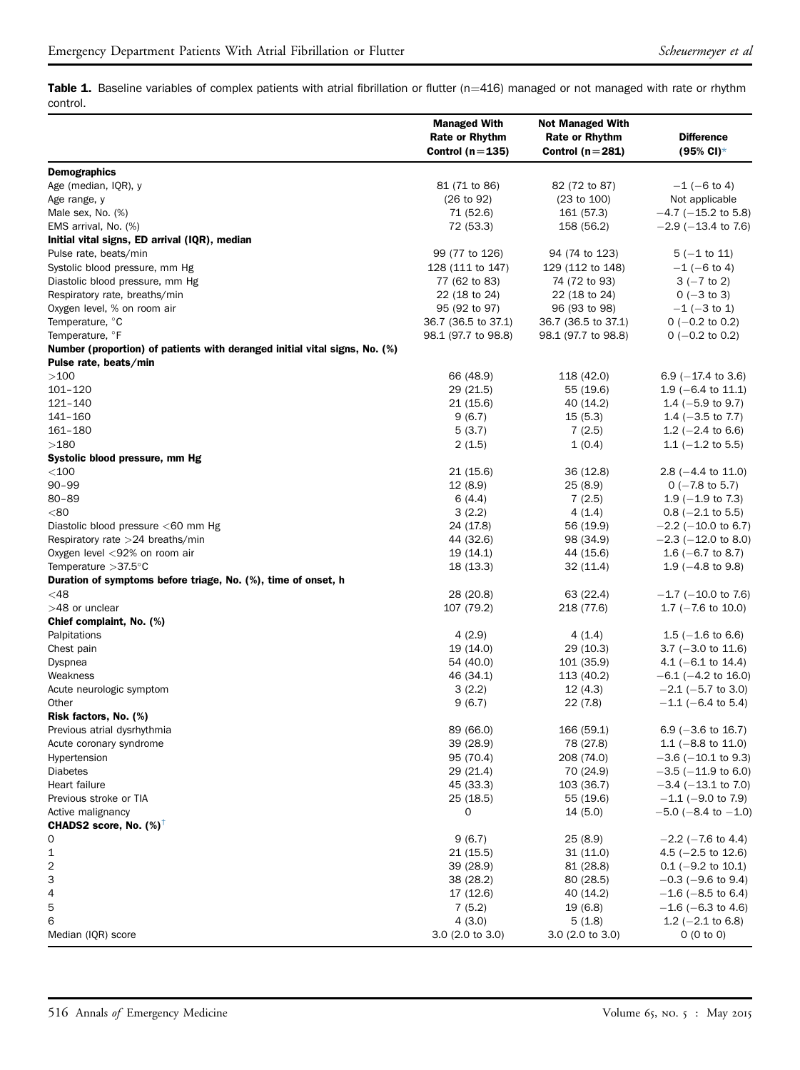**Table 1.** Baseline variables of complex patients with atrial fibrillation or flutter (n=416) managed or not managed with rate or rhythm control.

| | Managed With Rate or Rhythm Control (n=135) | Not Managed With Rate or Rhythm Control (n=281) | Difference (95% CI)* |
|---|---|---|---|
| **Demographics** | | | |
| Age (median, IQR), y | 81 (71 to 86) | 82 (72 to 87) | −1 (−6 to 4) |
| Age range, y | (26 to 92) | (23 to 100) | Not applicable |
| Male sex, No. (%) | 71 (52.6) | 161 (57.3) | −4.7 (−15.2 to 5.8) |
| EMS arrival, No. (%) | 72 (53.3) | 158 (56.2) | −2.9 (−13.4 to 7.6) |
| **Initial vital signs, ED arrival (IQR), median** | | | |
| Pulse rate, beats/min | 99 (77 to 126) | 94 (74 to 123) | 5 (−1 to 11) |
| Systolic blood pressure, mm Hg | 128 (111 to 147) | 129 (112 to 148) | −1 (−6 to 4) |
| Diastolic blood pressure, mm Hg | 77 (62 to 83) | 74 (72 to 93) | 3 (−7 to 2) |
| Respiratory rate, breaths/min | 22 (18 to 24) | 22 (18 to 24) | 0 (−3 to 3) |
| Oxygen level, % on room air | 95 (92 to 97) | 96 (93 to 98) | −1 (−3 to 1) |
| Temperature, °C | 36.7 (36.5 to 37.1) | 36.7 (36.5 to 37.1) | 0 (−0.2 to 0.2) |
| Temperature, °F | 98.1 (97.7 to 98.8) | 98.1 (97.7 to 98.8) | 0 (−0.2 to 0.2) |
| **Number (proportion) of patients with deranged initial vital signs, No. (%)** | | | |
| **Pulse rate, beats/min** | | | |
| >100 | 66 (48.9) | 118 (42.0) | 6.9 (−17.4 to 3.6) |
| 101–120 | 29 (21.5) | 55 (19.6) | 1.9 (−6.4 to 11.1) |
| 121–140 | 21 (15.6) | 40 (14.2) | 1.4 (−5.9 to 9.7) |
| 141–160 | 9 (6.7) | 15 (5.3) | 1.4 (−3.5 to 7.7) |
| 161–180 | 5 (3.7) | 7 (2.5) | 1.2 (−2.4 to 6.6) |
| >180 | 2 (1.5) | 1 (0.4) | 1.1 (−1.2 to 5.5) |
| **Systolic blood pressure, mm Hg** | | | |
| <100 | 21 (15.6) | 36 (12.8) | 2.8 (−4.4 to 11.0) |
| 90–99 | 12 (8.9) | 25 (8.9) | 0 (−7.8 to 5.7) |
| 80–89 | 6 (4.4) | 7 (2.5) | 1.9 (−1.9 to 7.3) |
| <80 | 3 (2.2) | 4 (1.4) | 0.8 (−2.1 to 5.5) |
| Diastolic blood pressure <60 mm Hg | 24 (17.8) | 56 (19.9) | −2.2 (−10.0 to 6.7) |
| Respiratory rate >24 breaths/min | 44 (32.6) | 98 (34.9) | −2.3 (−12.0 to 8.0) |
| Oxygen level <92% on room air | 19 (14.1) | 44 (15.6) | 1.6 (−6.7 to 8.7) |
| Temperature >37.5°C | 18 (13.3) | 32 (11.4) | 1.9 (−4.8 to 9.8) |
| **Duration of symptoms before triage, No. (%), time of onset, h** | | | |
| <48 | 28 (20.8) | 63 (22.4) | −1.7 (−10.0 to 7.6) |
| >48 or unclear | 107 (79.2) | 218 (77.6) | 1.7 (−7.6 to 10.0) |
| **Chief complaint, No. (%)** | | | |
| Palpitations | 4 (2.9) | 4 (1.4) | 1.5 (−1.6 to 6.6) |
| Chest pain | 19 (14.0) | 29 (10.3) | 3.7 (−3.0 to 11.6) |
| Dyspnea | 54 (40.0) | 101 (35.9) | 4.1 (−6.1 to 14.4) |
| Weakness | 46 (34.1) | 113 (40.2) | −6.1 (−4.2 to 16.0) |
| Acute neurologic symptom | 3 (2.2) | 12 (4.3) | −2.1 (−5.7 to 3.0) |
| Other | 9 (6.7) | 22 (7.8) | −1.1 (−6.4 to 5.4) |
| **Risk factors, No. (%)** | | | |
| Previous atrial dysrhythmia | 89 (66.0) | 166 (59.1) | 6.9 (−3.6 to 16.7) |
| Acute coronary syndrome | 39 (28.9) | 78 (27.8) | 1.1 (−8.8 to 11.0) |
| Hypertension | 95 (70.4) | 208 (74.0) | −3.6 (−10.1 to 9.3) |
| Diabetes | 29 (21.4) | 70 (24.9) | −3.5 (−11.9 to 6.0) |
| Heart failure | 45 (33.3) | 103 (36.7) | −3.4 (−13.1 to 7.0) |
| Previous stroke or TIA | 25 (18.5) | 55 (19.6) | −1.1 (−9.0 to 7.9) |
| Active malignancy | 0 | 14 (5.0) | −5.0 (−8.4 to −1.0) |
| **CHADS2 score, No. (%)**[†] | | | |
| 0 | 9 (6.7) | 25 (8.9) | −2.2 (−7.6 to 4.4) |
| 1 | 21 (15.5) | 31 (11.0) | 4.5 (−2.5 to 12.6) |
| 2 | 39 (28.9) | 81 (28.8) | 0.1 (−9.2 to 10.1) |
| 3 | 38 (28.2) | 80 (28.5) | −0.3 (−9.6 to 9.4) |
| 4 | 17 (12.6) | 40 (14.2) | −1.6 (−8.5 to 6.4) |
| 5 | 7 (5.2) | 19 (6.8) | −1.6 (−6.3 to 4.6) |
| 6 | 4 (3.0) | 5 (1.8) | 1.2 (−2.1 to 6.8) |
| Median (IQR) score | 3.0 (2.0 to 3.0) | 3.0 (2.0 to 3.0) | 0 (0 to 0) |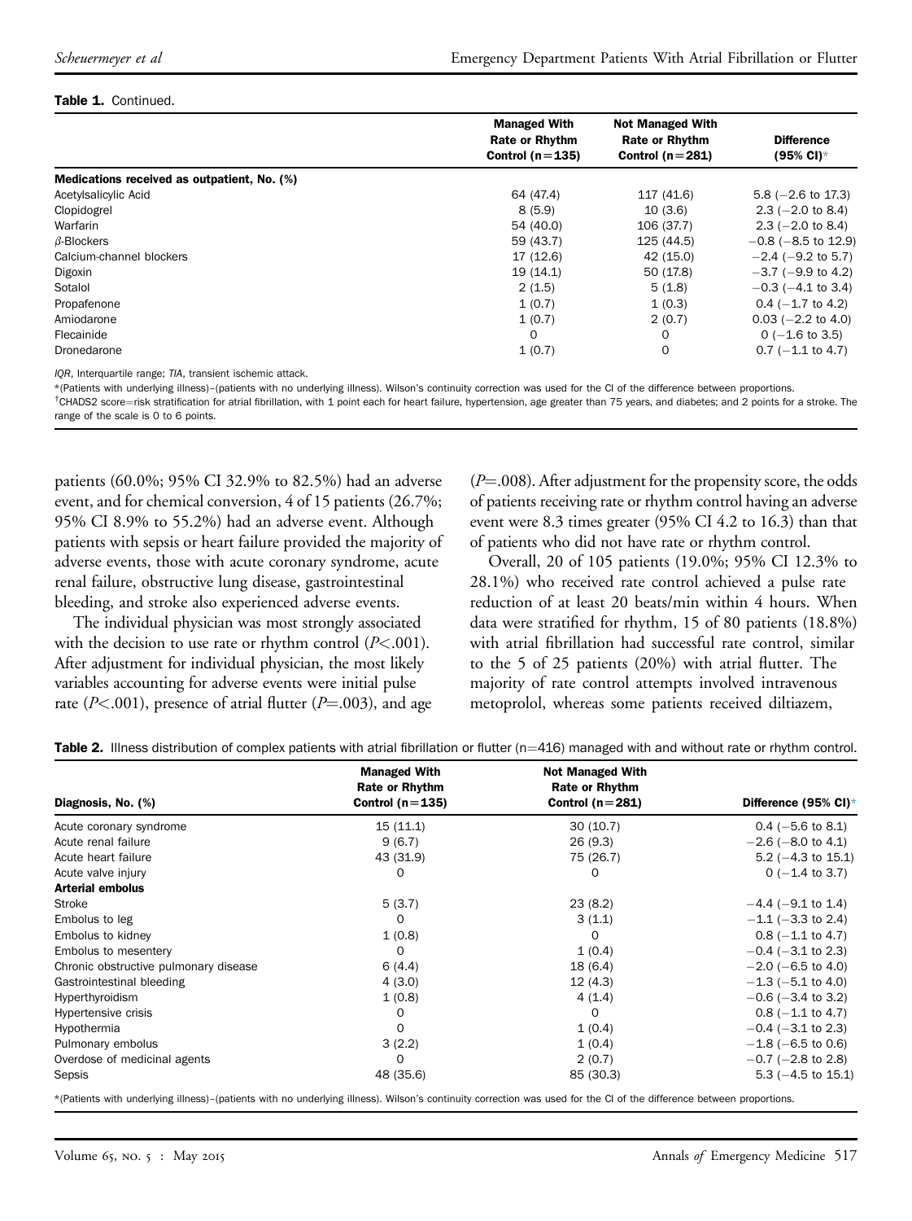**Table 1.** Continued.

| | Managed With Rate or Rhythm Control (n=135) | Not Managed With Rate or Rhythm Control (n=281) | Difference (95% CI)* |
|---|---|---|---|
| **Medications received as outpatient, No. (%)** | | | |
| Acetylsalicylic Acid | 64 (47.4) | 117 (41.6) | 5.8 (−2.6 to 17.3) |
| Clopidogrel | 8 (5.9) | 10 (3.6) | 2.3 (−2.0 to 8.4) |
| Warfarin | 54 (40.0) | 106 (37.7) | 2.3 (−2.0 to 8.4) |
| β-Blockers | 59 (43.7) | 125 (44.5) | −0.8 (−8.5 to 12.9) |
| Calcium-channel blockers | 17 (12.6) | 42 (15.0) | −2.4 (−9.2 to 5.7) |
| Digoxin | 19 (14.1) | 50 (17.8) | −3.7 (−9.9 to 4.2) |
| Sotalol | 2 (1.5) | 5 (1.8) | −0.3 (−4.1 to 3.4) |
| Propafenone | 1 (0.7) | 1 (0.3) | 0.4 (−1.7 to 4.2) |
| Amiodarone | 1 (0.7) | 2 (0.7) | 0.03 (−2.2 to 4.0) |
| Flecainide | 0 | 0 | 0 (−1.6 to 3.5) |
| Dronedarone | 1 (0.7) | 0 | 0.7 (−1.1 to 4.7) |

*IQR*, Interquartile range; *TIA*, transient ischemic attack.

*(Patients with underlying illness)–(patients with no underlying illness). Wilson's continuity correction was used for the CI of the difference between proportions.

†CHADS2 score=risk stratification for atrial fibrillation, with 1 point each for heart failure, hypertension, age greater than 75 years, and diabetes; and 2 points for a stroke. The range of the scale is 0 to 6 points.

patients (60.0%; 95% CI 32.9% to 82.5%) had an adverse event, and for chemical conversion, 4 of 15 patients (26.7%; 95% CI 8.9% to 55.2%) had an adverse event. Although patients with sepsis or heart failure provided the majority of adverse events, those with acute coronary syndrome, acute renal failure, obstructive lung disease, gastrointestinal bleeding, and stroke also experienced adverse events.

The individual physician was most strongly associated with the decision to use rate or rhythm control ($P<.001$). After adjustment for individual physician, the most likely variables accounting for adverse events were initial pulse rate ($P<.001$), presence of atrial flutter ($P=.003$), and age ($P=.008$). After adjustment for the propensity score, the odds of patients receiving rate or rhythm control having an adverse event were 8.3 times greater (95% CI 4.2 to 16.3) than that of patients who did not have rate or rhythm control.

Overall, 20 of 105 patients (19.0%; 95% CI 12.3% to 28.1%) who received rate control achieved a pulse rate reduction of at least 20 beats/min within 4 hours. When data were stratified for rhythm, 15 of 80 patients (18.8%) with atrial fibrillation had successful rate control, similar to the 5 of 25 patients (20%) with atrial flutter. The majority of rate control attempts involved intravenous metoprolol, whereas some patients received diltiazem,

**Table 2.** Illness distribution of complex patients with atrial fibrillation or flutter (n=416) managed with and without rate or rhythm control.

| Diagnosis, No. (%) | Managed With Rate or Rhythm Control (n=135) | Not Managed With Rate or Rhythm Control (n=281) | Difference (95% CI)* |
|---|---|---|---|
| Acute coronary syndrome | 15 (11.1) | 30 (10.7) | 0.4 (−5.6 to 8.1) |
| Acute renal failure | 9 (6.7) | 26 (9.3) | −2.6 (−8.0 to 4.1) |
| Acute heart failure | 43 (31.9) | 75 (26.7) | 5.2 (−4.3 to 15.1) |
| Acute valve injury | 0 | 0 | 0 (−1.4 to 3.7) |
| **Arterial embolus** | | | |
| Stroke | 5 (3.7) | 23 (8.2) | −4.4 (−9.1 to 1.4) |
| Embolus to leg | 0 | 3 (1.1) | −1.1 (−3.3 to 2.4) |
| Embolus to kidney | 1 (0.8) | 0 | 0.8 (−1.1 to 4.7) |
| Embolus to mesentery | 0 | 1 (0.4) | −0.4 (−3.1 to 2.3) |
| Chronic obstructive pulmonary disease | 6 (4.4) | 18 (6.4) | −2.0 (−6.5 to 4.0) |
| Gastrointestinal bleeding | 4 (3.0) | 12 (4.3) | −1.3 (−5.1 to 4.0) |
| Hyperthyroidism | 1 (0.8) | 4 (1.4) | −0.6 (−3.4 to 3.2) |
| Hypertensive crisis | 0 | 0 | 0.8 (−1.1 to 4.7) |
| Hypothermia | 0 | 1 (0.4) | −0.4 (−3.1 to 2.3) |
| Pulmonary embolus | 3 (2.2) | 1 (0.4) | −1.8 (−6.5 to 0.6) |
| Overdose of medicinal agents | 0 | 2 (0.7) | −0.7 (−2.8 to 2.8) |
| Sepsis | 48 (35.6) | 85 (30.3) | 5.3 (−4.5 to 15.1) |

*(Patients with underlying illness)–(patients with no underlying illness). Wilson's continuity correction was used for the CI of the difference between proportions.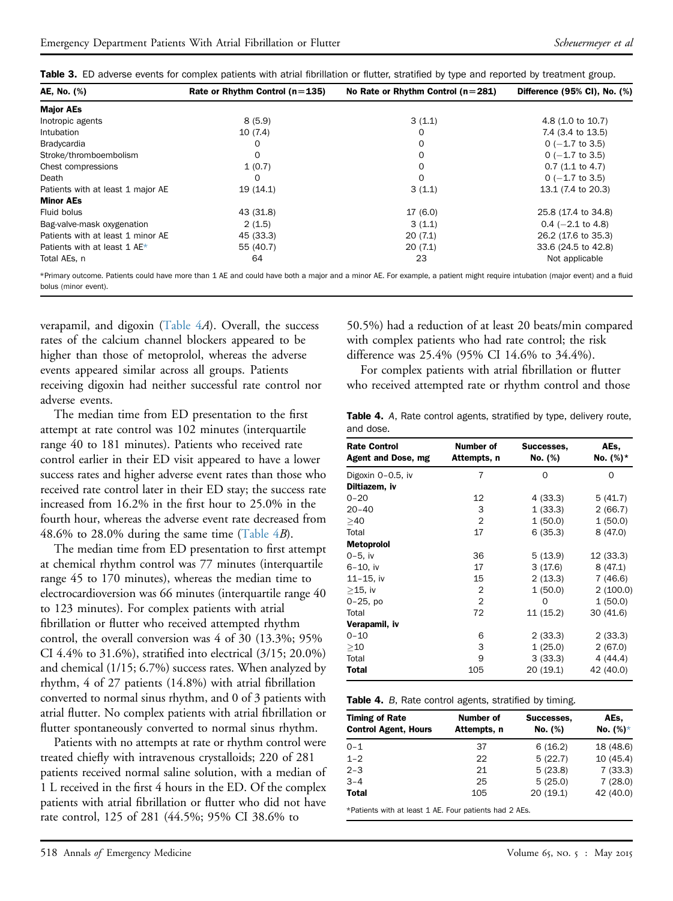**Table 3.** ED adverse events for complex patients with atrial fibrillation or flutter, stratified by type and reported by treatment group.

| AE, No. (%) | Rate or Rhythm Control (n=135) | No Rate or Rhythm Control (n=281) | Difference (95% CI), No. (%) |
|---|---|---|---|
| **Major AEs** | | | |
| Inotropic agents | 8 (5.9) | 3 (1.1) | 4.8 (1.0 to 10.7) |
| Intubation | 10 (7.4) | 0 | 7.4 (3.4 to 13.5) |
| Bradycardia | 0 | 0 | 0 (−1.7 to 3.5) |
| Stroke/thromboembolism | 0 | 0 | 0 (−1.7 to 3.5) |
| Chest compressions | 1 (0.7) | 0 | 0.7 (1.1 to 4.7) |
| Death | 0 | 0 | 0 (−1.7 to 3.5) |
| Patients with at least 1 major AE | 19 (14.1) | 3 (1.1) | 13.1 (7.4 to 20.3) |
| **Minor AEs** | | | |
| Fluid bolus | 43 (31.8) | 17 (6.0) | 25.8 (17.4 to 34.8) |
| Bag-valve-mask oxygenation | 2 (1.5) | 3 (1.1) | 0.4 (−2.1 to 4.8) |
| Patients with at least 1 minor AE | 45 (33.3) | 20 (7.1) | 26.2 (17.6 to 35.3) |
| Patients with at least 1 AE* | 55 (40.7) | 20 (7.1) | 33.6 (24.5 to 42.8) |
| Total AEs, n | 64 | 23 | Not applicable |

*Primary outcome. Patients could have more than 1 AE and could have both a major and a minor AE. For example, a patient might require intubation (major event) and a fluid bolus (minor event).

verapamil, and digoxin (Table 4*A*). Overall, the success rates of the calcium channel blockers appeared to be higher than those of metoprolol, whereas the adverse events appeared similar across all groups. Patients receiving digoxin had neither successful rate control nor adverse events.

The median time from ED presentation to the first attempt at rate control was 102 minutes (interquartile range 40 to 181 minutes). Patients who received rate control earlier in their ED visit appeared to have a lower success rates and higher adverse event rates than those who received rate control later in their ED stay; the success rate increased from 16.2% in the first hour to 25.0% in the fourth hour, whereas the adverse event rate decreased from 48.6% to 28.0% during the same time (Table 4*B*).

The median time from ED presentation to first attempt at chemical rhythm control was 77 minutes (interquartile range 45 to 170 minutes), whereas the median time to electrocardioversion was 66 minutes (interquartile range 40 to 123 minutes). For complex patients with atrial fibrillation or flutter who received attempted rhythm control, the overall conversion was 4 of 30 (13.3%; 95% CI 4.4% to 31.6%), stratified into electrical (3/15; 20.0%) and chemical (1/15; 6.7%) success rates. When analyzed by rhythm, 4 of 27 patients (14.8%) with atrial fibrillation converted to normal sinus rhythm, and 0 of 3 patients with atrial flutter. No complex patients with atrial fibrillation or flutter spontaneously converted to normal sinus rhythm.

Patients with no attempts at rate or rhythm control were treated chiefly with intravenous crystalloids; 220 of 281 patients received normal saline solution, with a median of 1 L received in the first 4 hours in the ED. Of the complex patients with atrial fibrillation or flutter who did not have rate control, 125 of 281 (44.5%; 95% CI 38.6% to 50.5%) had a reduction of at least 20 beats/min compared with complex patients who had rate control; the risk difference was 25.4% (95% CI 14.6% to 34.4%).

For complex patients with atrial fibrillation or flutter who received attempted rate or rhythm control and those

**Table 4.** *A*, Rate control agents, stratified by type, delivery route, and dose.

| Rate Control Agent and Dose, mg | Number of Attempts, n | Successes, No. (%) | AEs, No. (%)* |
|---|---|---|---|
| Digoxin 0–0.5, iv | 7 | 0 | 0 |
| **Diltiazem, iv** | | | |
| 0–20 | 12 | 4 (33.3) | 5 (41.7) |
| 20–40 | 3 | 1 (33.3) | 2 (66.7) |
| ≥40 | 2 | 1 (50.0) | 1 (50.0) |
| Total | 17 | 6 (35.3) | 8 (47.0) |
| **Metoprolol** | | | |
| 0–5, iv | 36 | 5 (13.9) | 12 (33.3) |
| 6–10, iv | 17 | 3 (17.6) | 8 (47.1) |
| 11–15, iv | 15 | 2 (13.3) | 7 (46.6) |
| ≥15, iv | 2 | 1 (50.0) | 2 (100.0) |
| 0–25, po | 2 | 0 | 1 (50.0) |
| Total | 72 | 11 (15.2) | 30 (41.6) |
| **Verapamil, iv** | | | |
| 0–10 | 6 | 2 (33.3) | 2 (33.3) |
| ≥10 | 3 | 1 (25.0) | 2 (67.0) |
| Total | 9 | 3 (33.3) | 4 (44.4) |
| **Total** | 105 | 20 (19.1) | 42 (40.0) |

**Table 4.** *B*, Rate control agents, stratified by timing.

| Timing of Rate Control Agent, Hours | Number of Attempts, n | Successes, No. (%) | AEs, No. (%)* |
|---|---|---|---|
| 0–1 | 37 | 6 (16.2) | 18 (48.6) |
| 1–2 | 22 | 5 (22.7) | 10 (45.4) |
| 2–3 | 21 | 5 (23.8) | 7 (33.3) |
| 3–4 | 25 | 5 (25.0) | 7 (28.0) |
| **Total** | 105 | 20 (19.1) | 42 (40.0) |

*Patients with at least 1 AE. Four patients had 2 AEs.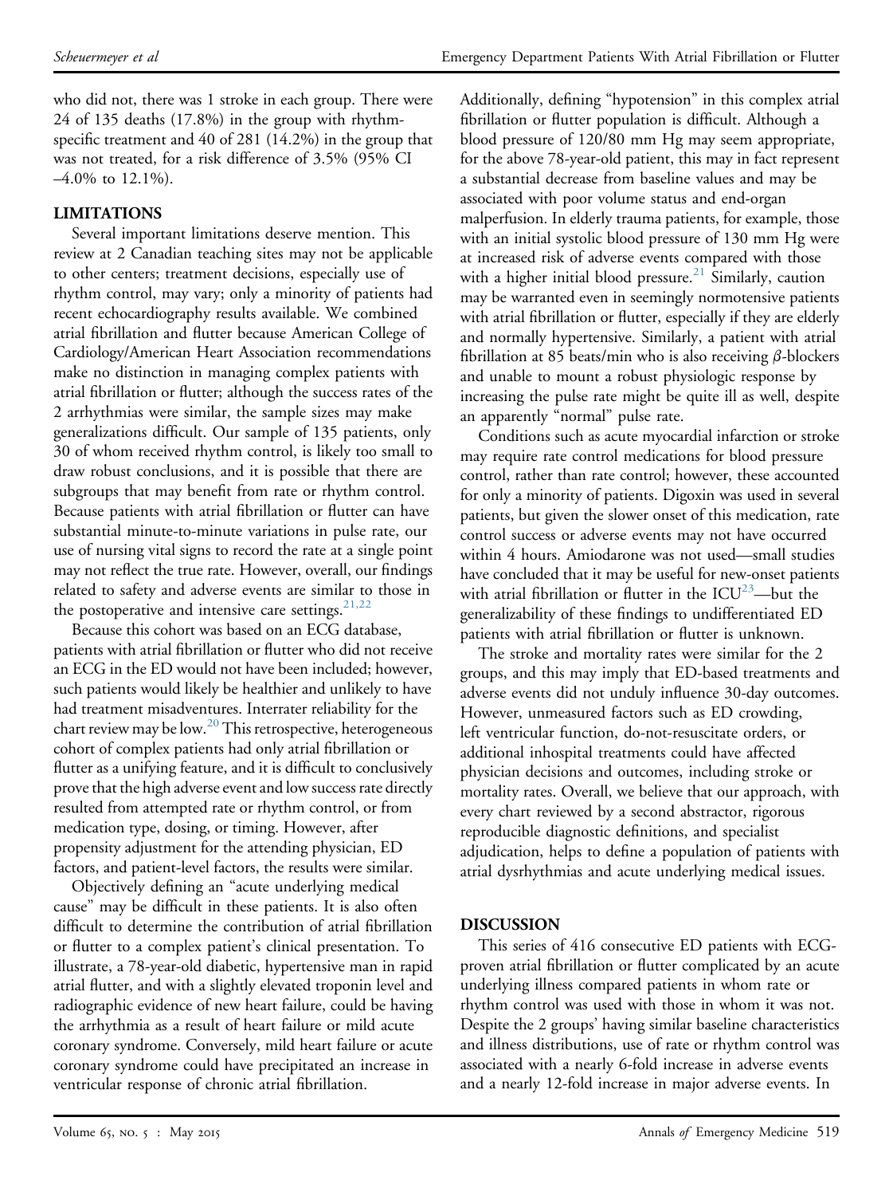who did not, there was 1 stroke in each group. There were 24 of 135 deaths (17.8%) in the group with rhythm-specific treatment and 40 of 281 (14.2%) in the group that was not treated, for a risk difference of 3.5% (95% CI –4.0% to 12.1%).

## LIMITATIONS

Several important limitations deserve mention. This review at 2 Canadian teaching sites may not be applicable to other centers; treatment decisions, especially use of rhythm control, may vary; only a minority of patients had recent echocardiography results available. We combined atrial fibrillation and flutter because American College of Cardiology/American Heart Association recommendations make no distinction in managing complex patients with atrial fibrillation or flutter; although the success rates of the 2 arrhythmias were similar, the sample sizes may make generalizations difficult. Our sample of 135 patients, only 30 of whom received rhythm control, is likely too small to draw robust conclusions, and it is possible that there are subgroups that may benefit from rate or rhythm control. Because patients with atrial fibrillation or flutter can have substantial minute-to-minute variations in pulse rate, our use of nursing vital signs to record the rate at a single point may not reflect the true rate. However, overall, our findings related to safety and adverse events are similar to those in the postoperative and intensive care settings.[21,22]

Because this cohort was based on an ECG database, patients with atrial fibrillation or flutter who did not receive an ECG in the ED would not have been included; however, such patients would likely be healthier and unlikely to have had treatment misadventures. Interrater reliability for the chart review may be low.[20] This retrospective, heterogeneous cohort of complex patients had only atrial fibrillation or flutter as a unifying feature, and it is difficult to conclusively prove that the high adverse event and low success rate directly resulted from attempted rate or rhythm control, or from medication type, dosing, or timing. However, after propensity adjustment for the attending physician, ED factors, and patient-level factors, the results were similar.

Objectively defining an "acute underlying medical cause" may be difficult in these patients. It is also often difficult to determine the contribution of atrial fibrillation or flutter to a complex patient's clinical presentation. To illustrate, a 78-year-old diabetic, hypertensive man in rapid atrial flutter, and with a slightly elevated troponin level and radiographic evidence of new heart failure, could be having the arrhythmia as a result of heart failure or mild acute coronary syndrome. Conversely, mild heart failure or acute coronary syndrome could have precipitated an increase in ventricular response of chronic atrial fibrillation.

Additionally, defining "hypotension" in this complex atrial fibrillation or flutter population is difficult. Although a blood pressure of 120/80 mm Hg may seem appropriate, for the above 78-year-old patient, this may in fact represent a substantial decrease from baseline values and may be associated with poor volume status and end-organ malperfusion. In elderly trauma patients, for example, those with an initial systolic blood pressure of 130 mm Hg were at increased risk of adverse events compared with those with a higher initial blood pressure.[21] Similarly, caution may be warranted even in seemingly normotensive patients with atrial fibrillation or flutter, especially if they are elderly and normally hypertensive. Similarly, a patient with atrial fibrillation at 85 beats/min who is also receiving $\beta$-blockers and unable to mount a robust physiologic response by increasing the pulse rate might be quite ill as well, despite an apparently "normal" pulse rate.

Conditions such as acute myocardial infarction or stroke may require rate control medications for blood pressure control, rather than rate control; however, these accounted for only a minority of patients. Digoxin was used in several patients, but given the slower onset of this medication, rate control success or adverse events may not have occurred within 4 hours. Amiodarone was not used—small studies have concluded that it may be useful for new-onset patients with atrial fibrillation or flutter in the ICU[23]—but the generalizability of these findings to undifferentiated ED patients with atrial fibrillation or flutter is unknown.

The stroke and mortality rates were similar for the 2 groups, and this may imply that ED-based treatments and adverse events did not unduly influence 30-day outcomes. However, unmeasured factors such as ED crowding, left ventricular function, do-not-resuscitate orders, or additional inhospital treatments could have affected physician decisions and outcomes, including stroke or mortality rates. Overall, we believe that our approach, with every chart reviewed by a second abstractor, rigorous reproducible diagnostic definitions, and specialist adjudication, helps to define a population of patients with atrial dysrhythmias and acute underlying medical issues.

## DISCUSSION

This series of 416 consecutive ED patients with ECG-proven atrial fibrillation or flutter complicated by an acute underlying illness compared patients in whom rate or rhythm control was used with those in whom it was not. Despite the 2 groups' having similar baseline characteristics and illness distributions, use of rate or rhythm control was associated with a nearly 6-fold increase in adverse events and a nearly 12-fold increase in major adverse events. In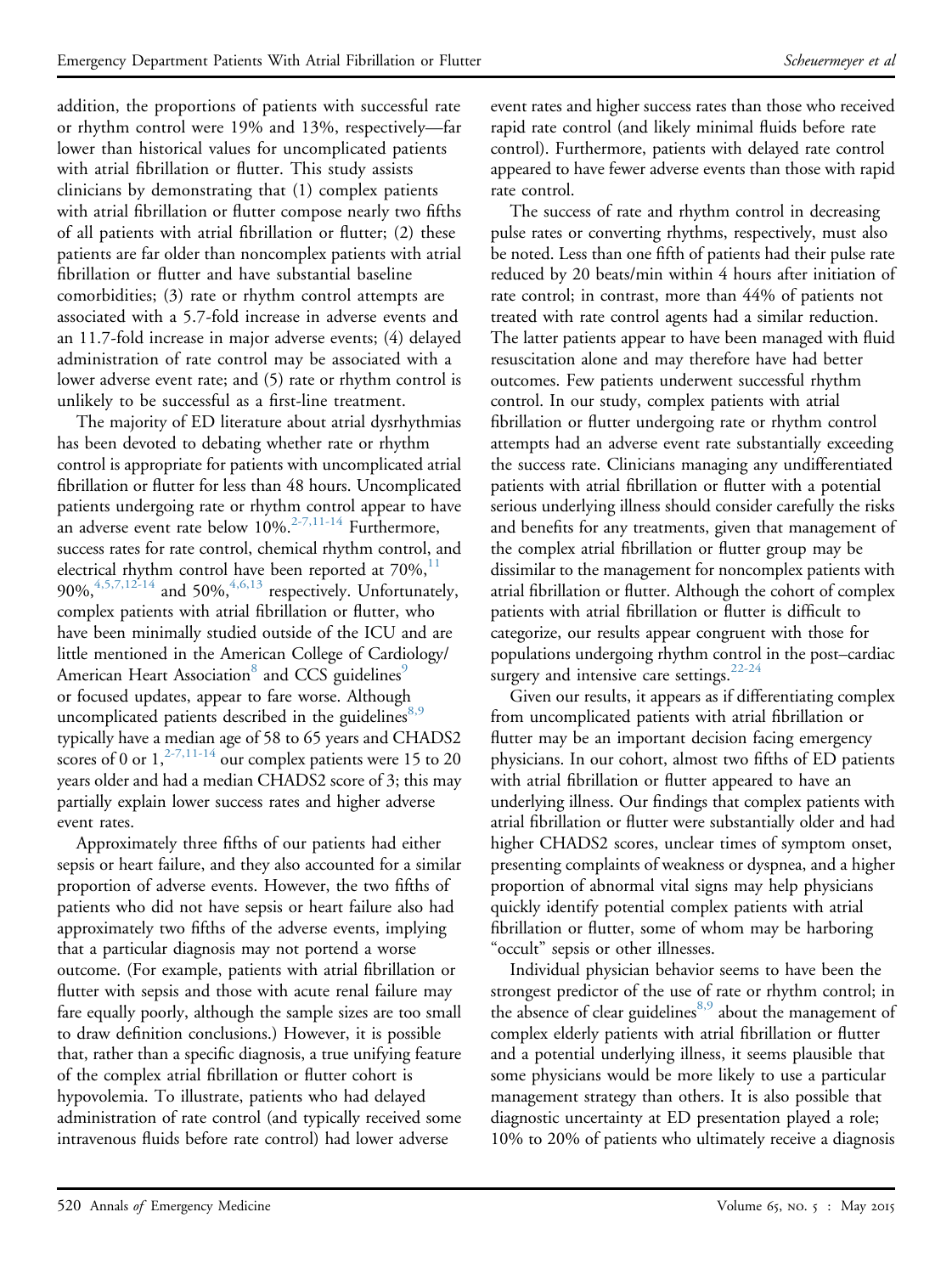addition, the proportions of patients with successful rate or rhythm control were 19% and 13%, respectively—far lower than historical values for uncomplicated patients with atrial fibrillation or flutter. This study assists clinicians by demonstrating that (1) complex patients with atrial fibrillation or flutter compose nearly two fifths of all patients with atrial fibrillation or flutter; (2) these patients are far older than noncomplex patients with atrial fibrillation or flutter and have substantial baseline comorbidities; (3) rate or rhythm control attempts are associated with a 5.7-fold increase in adverse events and an 11.7-fold increase in major adverse events; (4) delayed administration of rate control may be associated with a lower adverse event rate; and (5) rate or rhythm control is unlikely to be successful as a first-line treatment.

The majority of ED literature about atrial dysrhythmias has been devoted to debating whether rate or rhythm control is appropriate for patients with uncomplicated atrial fibrillation or flutter for less than 48 hours. Uncomplicated patients undergoing rate or rhythm control appear to have an adverse event rate below 10%.[2-7,11-14] Furthermore, success rates for rate control, chemical rhythm control, and electrical rhythm control have been reported at 70%,[11] 90%,[4,5,7,12-14] and 50%,[4,6,13] respectively. Unfortunately, complex patients with atrial fibrillation or flutter, who have been minimally studied outside of the ICU and are little mentioned in the American College of Cardiology/American Heart Association[8] and CCS guidelines[9] or focused updates, appear to fare worse. Although uncomplicated patients described in the guidelines[8,9] typically have a median age of 58 to 65 years and CHADS2 scores of 0 or 1,[2-7,11-14] our complex patients were 15 to 20 years older and had a median CHADS2 score of 3; this may partially explain lower success rates and higher adverse event rates.

Approximately three fifths of our patients had either sepsis or heart failure, and they also accounted for a similar proportion of adverse events. However, the two fifths of patients who did not have sepsis or heart failure also had approximately two fifths of the adverse events, implying that a particular diagnosis may not portend a worse outcome. (For example, patients with atrial fibrillation or flutter with sepsis and those with acute renal failure may fare equally poorly, although the sample sizes are too small to draw definition conclusions.) However, it is possible that, rather than a specific diagnosis, a true unifying feature of the complex atrial fibrillation or flutter cohort is hypovolemia. To illustrate, patients who had delayed administration of rate control (and typically received some intravenous fluids before rate control) had lower adverse event rates and higher success rates than those who received rapid rate control (and likely minimal fluids before rate control). Furthermore, patients with delayed rate control appeared to have fewer adverse events than those with rapid rate control.

The success of rate and rhythm control in decreasing pulse rates or converting rhythms, respectively, must also be noted. Less than one fifth of patients had their pulse rate reduced by 20 beats/min within 4 hours after initiation of rate control; in contrast, more than 44% of patients not treated with rate control agents had a similar reduction. The latter patients appear to have been managed with fluid resuscitation alone and may therefore have had better outcomes. Few patients underwent successful rhythm control. In our study, complex patients with atrial fibrillation or flutter undergoing rate or rhythm control attempts had an adverse event rate substantially exceeding the success rate. Clinicians managing any undifferentiated patients with atrial fibrillation or flutter with a potential serious underlying illness should consider carefully the risks and benefits for any treatments, given that management of the complex atrial fibrillation or flutter group may be dissimilar to the management for noncomplex patients with atrial fibrillation or flutter. Although the cohort of complex patients with atrial fibrillation or flutter is difficult to categorize, our results appear congruent with those for populations undergoing rhythm control in the post–cardiac surgery and intensive care settings.[22-24]

Given our results, it appears as if differentiating complex from uncomplicated patients with atrial fibrillation or flutter may be an important decision facing emergency physicians. In our cohort, almost two fifths of ED patients with atrial fibrillation or flutter appeared to have an underlying illness. Our findings that complex patients with atrial fibrillation or flutter were substantially older and had higher CHADS2 scores, unclear times of symptom onset, presenting complaints of weakness or dyspnea, and a higher proportion of abnormal vital signs may help physicians quickly identify potential complex patients with atrial fibrillation or flutter, some of whom may be harboring "occult" sepsis or other illnesses.

Individual physician behavior seems to have been the strongest predictor of the use of rate or rhythm control; in the absence of clear guidelines[8,9] about the management of complex elderly patients with atrial fibrillation or flutter and a potential underlying illness, it seems plausible that some physicians would be more likely to use a particular management strategy than others. It is also possible that diagnostic uncertainty at ED presentation played a role; 10% to 20% of patients who ultimately receive a diagnosis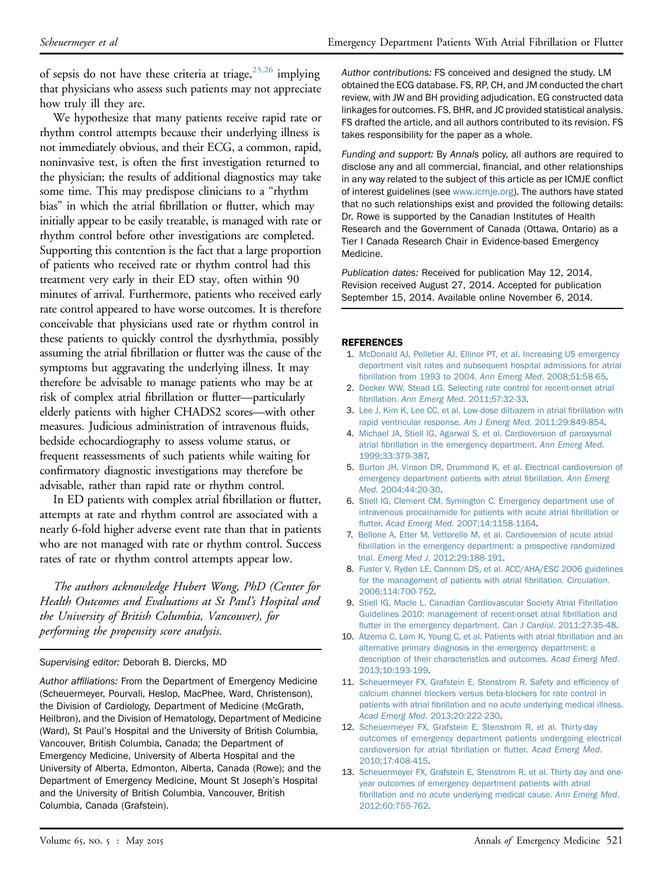of sepsis do not have these criteria at triage,[25,26] implying that physicians who assess such patients may not appreciate how truly ill they are.

We hypothesize that many patients receive rapid rate or rhythm control attempts because their underlying illness is not immediately obvious, and their ECG, a common, rapid, noninvasive test, is often the first investigation returned to the physician; the results of additional diagnostics may take some time. This may predispose clinicians to a "rhythm bias" in which the atrial fibrillation or flutter, which may initially appear to be easily treatable, is managed with rate or rhythm control before other investigations are completed. Supporting this contention is the fact that a large proportion of patients who received rate or rhythm control had this treatment very early in their ED stay, often within 90 minutes of arrival. Furthermore, patients who received early rate control appeared to have worse outcomes. It is therefore conceivable that physicians used rate or rhythm control in these patients to quickly control the dysrhythmia, possibly assuming the atrial fibrillation or flutter was the cause of the symptoms but aggravating the underlying illness. It may therefore be advisable to manage patients who may be at risk of complex atrial fibrillation or flutter—particularly elderly patients with higher CHADS2 scores—with other measures. Judicious administration of intravenous fluids, bedside echocardiography to assess volume status, or frequent reassessments of such patients while waiting for confirmatory diagnostic investigations may therefore be advisable, rather than rapid rate or rhythm control.

In ED patients with complex atrial fibrillation or flutter, attempts at rate and rhythm control are associated with a nearly 6-fold higher adverse event rate than that in patients who are not managed with rate or rhythm control. Success rates of rate or rhythm control attempts appear low.

*The authors acknowledge Hubert Wong, PhD (Center for Health Outcomes and Evaluations at St Paul's Hospital and the University of British Columbia, Vancouver), for performing the propensity score analysis.*

*Supervising editor:* Deborah B. Diercks, MD

*Author affiliations:* From the Department of Emergency Medicine (Scheuermeyer, Pourvali, Heslop, MacPhee, Ward, Christenson), the Division of Cardiology, Department of Medicine (McGrath, Heilbron), and the Division of Hematology, Department of Medicine (Ward), St Paul's Hospital and the University of British Columbia, Vancouver, British Columbia, Canada; the Department of Emergency Medicine, University of Alberta Hospital and the University of Alberta, Edmonton, Alberta, Canada (Rowe); and the Department of Emergency Medicine, Mount St Joseph's Hospital and the University of British Columbia, Vancouver, British Columbia, Canada (Grafstein).

*Author contributions:* FS conceived and designed the study. LM obtained the ECG database. FS, RP, CH, and JM conducted the chart review, with JW and BH providing adjudication. EG constructed data linkages for outcomes. FS, BHR, and JC provided statistical analysis. FS drafted the article, and all authors contributed to its revision. FS takes responsibility for the paper as a whole.

*Funding and support:* By *Annals* policy, all authors are required to disclose any and all commercial, financial, and other relationships in any way related to the subject of this article as per ICMJE conflict of interest guidelines (see www.icmje.org). The authors have stated that no such relationships exist and provided the following details: Dr. Rowe is supported by the Canadian Institutes of Health Research and the Government of Canada (Ottawa, Ontario) as a Tier I Canada Research Chair in Evidence-based Emergency Medicine.

*Publication dates:* Received for publication May 12, 2014. Revision received August 27, 2014. Accepted for publication September 15, 2014. Available online November 6, 2014.

## REFERENCES

1. McDonald AJ, Pelletier AJ, Ellinor PT, et al. Increasing US emergency department visit rates and subsequent hospital admissions for atrial fibrillation from 1993 to 2004. *Ann Emerg Med*. 2008;51:58-65.
2. Decker WW, Stead LG. Selecting rate control for recent-onset atrial fibrillation. *Ann Emerg Med*. 2011;57:32-33.
3. Lee J, Kim K, Lee CC, et al. Low-dose diltiazem in atrial fibrillation with rapid ventricular response. *Am J Emerg Med*. 2011;29:849-854.
4. Michael JA, Stiell IG, Agarwal S, et al. Cardioversion of paroxysmal atrial fibrillation in the emergency department. *Ann Emerg Med*. 1999;33:379-387.
5. Burton JH, Vinson DR, Drummond K, et al. Electrical cardioversion of emergency department patients with atrial fibrillation. *Ann Emerg Med*. 2004;44:20-30.
6. Stiell IG, Clement CM, Symington C. Emergency department use of intravenous procainamide for patients with acute atrial fibrillation or flutter. *Acad Emerg Med*. 2007;14:1158-1164.
7. Bellone A, Etter M, Vettorello M, et al. Cardioversion of acute atrial fibrillation in the emergency department: a prospective randomized trial. *Emerg Med J*. 2012;29:188-191.
8. Fuster V, Ryden LE, Cannom DS, et al. ACC/AHA/ESC 2006 guidelines for the management of patients with atrial fibrillation. *Circulation*. 2006;114:700-752.
9. Stiell IG, Macle L. Canadian Cardiovascular Society Atrial Fibrillation Guidelines 2010: management of recent-onset atrial fibrillation and flutter in the emergency department. *Can J Cardiol*. 2011;27:35-48.
10. Atzema C, Lam K, Young C, et al. Patients with atrial fibrillation and an alternative primary diagnosis in the emergency department: a description of their characteristics and outcomes. *Acad Emerg Med*. 2013;10:193-199.
11. Scheuermeyer FX, Grafstein E, Stenstrom R. Safety and efficiency of calcium channel blockers versus beta-blockers for rate control in patients with atrial fibrillation and no acute underlying medical illness. *Acad Emerg Med*. 2013;20:222-230.
12. Scheuermeyer FX, Grafstein E, Stenstrom R, et al. Thirty-day outcomes of emergency department patients undergoing electrical cardioversion for atrial fibrillation or flutter. *Acad Emerg Med*. 2010;17:408-415.
13. Scheuermeyer FX, Grafstein E, Stenstrom R, et al. Thirty day and one-year outcomes of emergency department patients with atrial fibrillation and no acute underlying medical cause. *Ann Emerg Med*. 2012;60:755-762.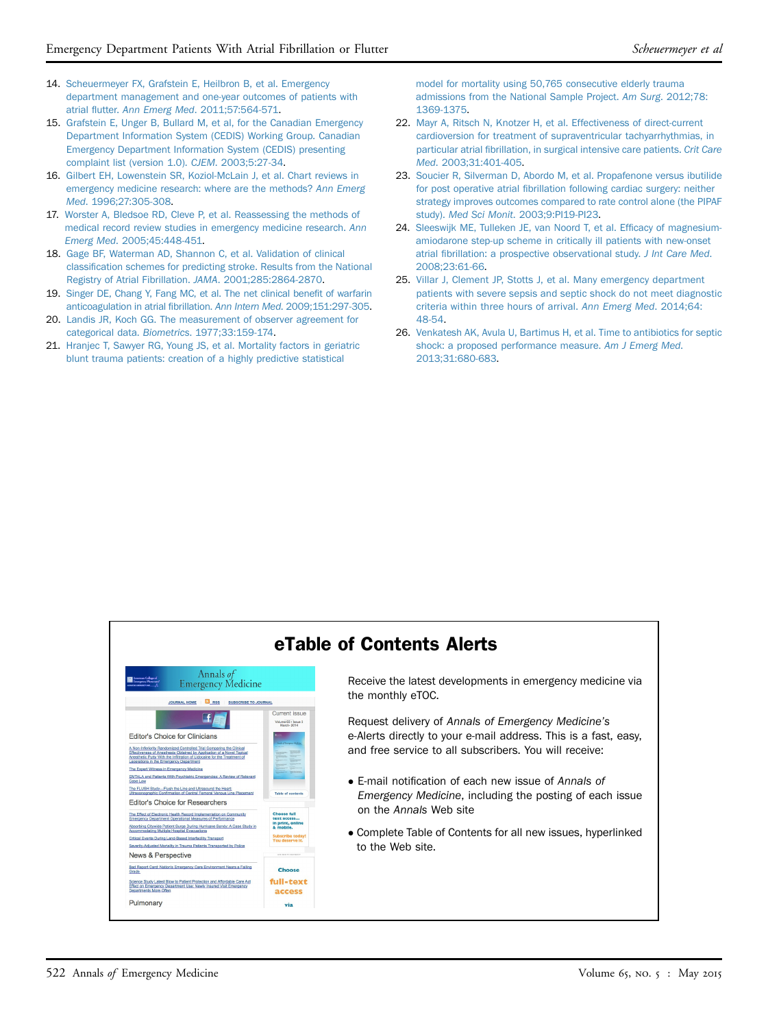14. Scheuermeyer FX, Grafstein E, Heilbron B, et al. Emergency department management and one-year outcomes of patients with atrial flutter. *Ann Emerg Med*. 2011;57:564-571.
15. Grafstein E, Unger B, Bullard M, et al, for the Canadian Emergency Department Information System (CEDIS) Working Group. Canadian Emergency Department Information System (CEDIS) presenting complaint list (version 1.0). *CJEM*. 2003;5:27-34.
16. Gilbert EH, Lowenstein SR, Koziol-McLain J, et al. Chart reviews in emergency medicine research: where are the methods? *Ann Emerg Med*. 1996;27:305-308.
17. Worster A, Bledsoe RD, Cleve P, et al. Reassessing the methods of medical record review studies in emergency medicine research. *Ann Emerg Med*. 2005;45:448-451.
18. Gage BF, Waterman AD, Shannon C, et al. Validation of clinical classification schemes for predicting stroke. Results from the National Registry of Atrial Fibrillation. *JAMA*. 2001;285:2864-2870.
19. Singer DE, Chang Y, Fang MC, et al. The net clinical benefit of warfarin anticoagulation in atrial fibrillation. *Ann Intern Med*. 2009;151:297-305.
20. Landis JR, Koch GG. The measurement of observer agreement for categorical data. *Biometrics*. 1977;33:159-174.
21. Hranjec T, Sawyer RG, Young JS, et al. Mortality factors in geriatric blunt trauma patients: creation of a highly predictive statistical model for mortality using 50,765 consecutive elderly trauma admissions from the National Sample Project. *Am Surg*. 2012;78:1369-1375.
22. Mayr A, Ritsch N, Knotzer H, et al. Effectiveness of direct-current cardioversion for treatment of supraventricular tachyarrhythmias, in particular atrial fibrillation, in surgical intensive care patients. *Crit Care Med*. 2003;31:401-405.
23. Soucier R, Silverman D, Abordo M, et al. Propafenone versus ibutilide for post operative atrial fibrillation following cardiac surgery: neither strategy improves outcomes compared to rate control alone (the PIPAF study). *Med Sci Monit*. 2003;9:PI19-PI23.
24. Sleeswijk ME, Tulleken JE, van Noord T, et al. Efficacy of magnesium-amiodarone step-up scheme in critically ill patients with new-onset atrial fibrillation: a prospective observational study. *J Int Care Med*. 2008;23:61-66.
25. Villar J, Clement JP, Stotts J, et al. Many emergency department patients with severe sepsis and septic shock do not meet diagnostic criteria within three hours of arrival. *Ann Emerg Med*. 2014;64:48-54.
26. Venkatesh AK, Avula U, Bartimus H, et al. Time to antibiotics for septic shock: a proposed performance measure. *Am J Emerg Med*. 2013;31:680-683.

## eTable of Contents Alerts

Receive the latest developments in emergency medicine via the monthly eTOC.

Request delivery of *Annals of Emergency Medicine's* e-Alerts directly to your e-mail address. This is a fast, easy, and free service to all subscribers. You will receive:

- E-mail notification of each new issue of *Annals of Emergency Medicine*, including the posting of each issue on the *Annals* Web site
- Complete Table of Contents for all new issues, hyperlinked to the Web site.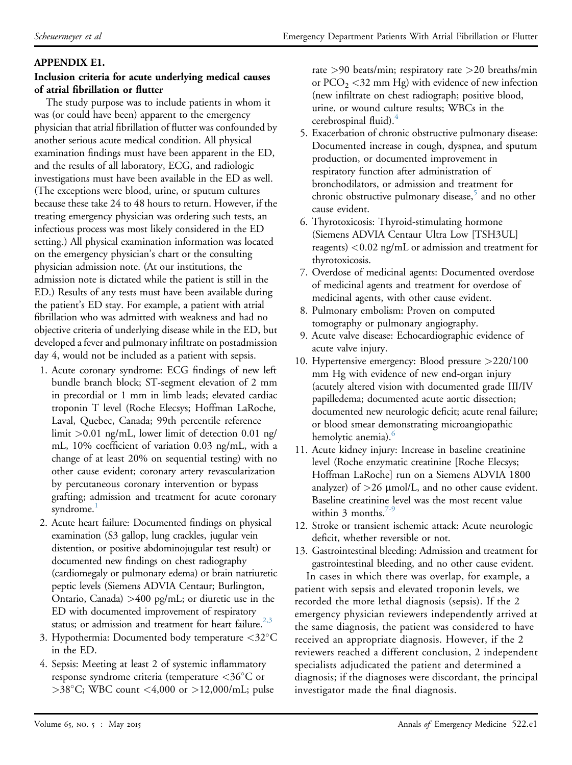## APPENDIX E1.

### Inclusion criteria for acute underlying medical causes of atrial fibrillation or flutter

The study purpose was to include patients in whom it was (or could have been) apparent to the emergency physician that atrial fibrillation of flutter was confounded by another serious acute medical condition. All physical examination findings must have been apparent in the ED, and the results of all laboratory, ECG, and radiologic investigations must have been available in the ED as well. (The exceptions were blood, urine, or sputum cultures because these take 24 to 48 hours to return. However, if the treating emergency physician was ordering such tests, an infectious process was most likely considered in the ED setting.) All physical examination information was located on the emergency physician's chart or the consulting physician admission note. (At our institutions, the admission note is dictated while the patient is still in the ED.) Results of any tests must have been available during the patient's ED stay. For example, a patient with atrial fibrillation who was admitted with weakness and had no objective criteria of underlying disease while in the ED, but developed a fever and pulmonary infiltrate on postadmission day 4, would not be included as a patient with sepsis.

1. Acute coronary syndrome: ECG findings of new left bundle branch block; ST-segment elevation of 2 mm in precordial or 1 mm in limb leads; elevated cardiac troponin T level (Roche Elecsys; Hoffman LaRoche, Laval, Quebec, Canada; 99th percentile reference limit >0.01 ng/mL, lower limit of detection 0.01 ng/mL, 10% coefficient of variation 0.03 ng/mL, with a change of at least 20% on sequential testing) with no other cause evident; coronary artery revascularization by percutaneous coronary intervention or bypass grafting; admission and treatment for acute coronary syndrome.[1]
2. Acute heart failure: Documented findings on physical examination (S3 gallop, lung crackles, jugular vein distention, or positive abdominojugular test result) or documented new findings on chest radiography (cardiomegaly or pulmonary edema) or brain natriuretic peptic levels (Siemens ADVIA Centaur; Burlington, Ontario, Canada) >400 pg/mL; or diuretic use in the ED with documented improvement of respiratory status; or admission and treatment for heart failure.[2,3]
3. Hypothermia: Documented body temperature <32°C in the ED.
4. Sepsis: Meeting at least 2 of systemic inflammatory response syndrome criteria (temperature <36°C or >38°C; WBC count <4,000 or >12,000/mL; pulse rate >90 beats/min; respiratory rate >20 breaths/min or $PCO_2$ <32 mm Hg) with evidence of new infection (new infiltrate on chest radiograph; positive blood, urine, or wound culture results; WBCs in the cerebrospinal fluid).[4]
5. Exacerbation of chronic obstructive pulmonary disease: Documented increase in cough, dyspnea, and sputum production, or documented improvement in respiratory function after administration of bronchodilators, or admission and treatment for chronic obstructive pulmonary disease,[5] and no other cause evident.
6. Thyrotoxicosis: Thyroid-stimulating hormone (Siemens ADVIA Centaur Ultra Low [TSH3UL] reagents) <0.02 ng/mL or admission and treatment for thyrotoxicosis.
7. Overdose of medicinal agents: Documented overdose of medicinal agents and treatment for overdose of medicinal agents, with other cause evident.
8. Pulmonary embolism: Proven on computed tomography or pulmonary angiography.
9. Acute valve disease: Echocardiographic evidence of acute valve injury.
10. Hypertensive emergency: Blood pressure >220/100 mm Hg with evidence of new end-organ injury (acutely altered vision with documented grade III/IV papilledema; documented acute aortic dissection; documented new neurologic deficit; acute renal failure; or blood smear demonstrating microangiopathic hemolytic anemia).[6]
11. Acute kidney injury: Increase in baseline creatinine level (Roche enzymatic creatinine [Roche Elecsys; Hoffman LaRoche] run on a Siemens ADVIA 1800 analyzer) of >26 μmol/L, and no other cause evident. Baseline creatinine level was the most recent value within 3 months.[7-9]
12. Stroke or transient ischemic attack: Acute neurologic deficit, whether reversible or not.
13. Gastrointestinal bleeding: Admission and treatment for gastrointestinal bleeding, and no other cause evident.

In cases in which there was overlap, for example, a patient with sepsis and elevated troponin levels, we recorded the more lethal diagnosis (sepsis). If the 2 emergency physician reviewers independently arrived at the same diagnosis, the patient was considered to have received an appropriate diagnosis. However, if the 2 reviewers reached a different conclusion, 2 independent specialists adjudicated the patient and determined a diagnosis; if the diagnoses were discordant, the principal investigator made the final diagnosis.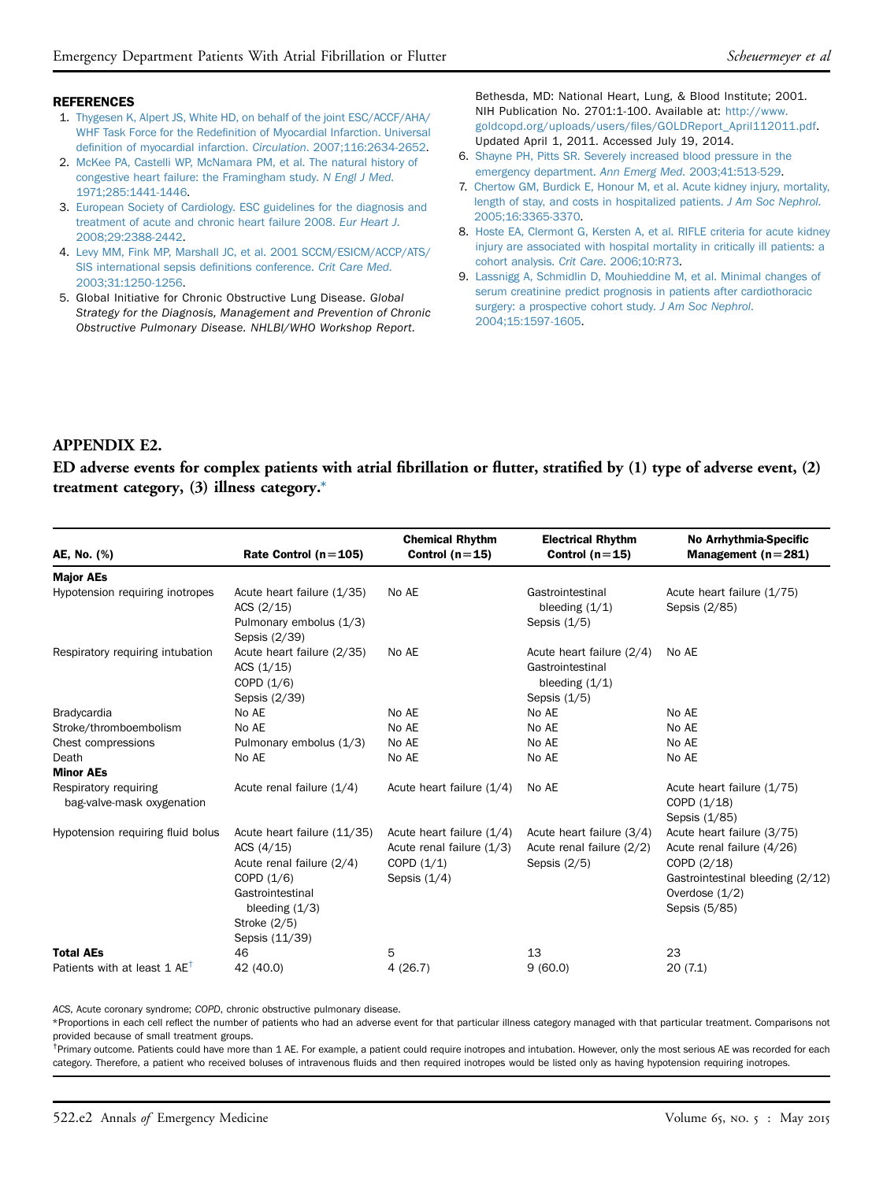## REFERENCES

1. Thygesen K, Alpert JS, White HD, on behalf of the joint ESC/ACCF/AHA/WHF Task Force for the Redefinition of Myocardial Infarction. Universal definition of myocardial infarction. *Circulation*. 2007;116:2634-2652.
2. McKee PA, Castelli WP, McNamara PM, et al. The natural history of congestive heart failure: the Framingham study. *N Engl J Med*. 1971;285:1441-1446.
3. European Society of Cardiology. ESC guidelines for the diagnosis and treatment of acute and chronic heart failure 2008. *Eur Heart J*. 2008;29:2388-2442.
4. Levy MM, Fink MP, Marshall JC, et al. 2001 SCCM/ESICM/ACCP/ATS/SIS international sepsis definitions conference. *Crit Care Med*. 2003;31:1250-1256.
5. Global Initiative for Chronic Obstructive Lung Disease. *Global Strategy for the Diagnosis, Management and Prevention of Chronic Obstructive Pulmonary Disease. NHLBI/WHO Workshop Report*. Bethesda, MD: National Heart, Lung, & Blood Institute; 2001. NIH Publication No. 2701:1-100. Available at: http://www.goldcopd.org/uploads/users/files/GOLDReport_April112011.pdf. Updated April 1, 2011. Accessed July 19, 2014.
6. Shayne PH, Pitts SR. Severely increased blood pressure in the emergency department. *Ann Emerg Med*. 2003;41:513-529.
7. Chertow GM, Burdick E, Honour M, et al. Acute kidney injury, mortality, length of stay, and costs in hospitalized patients. *J Am Soc Nephrol*. 2005;16:3365-3370.
8. Hoste EA, Clermont G, Kersten A, et al. RIFLE criteria for acute kidney injury are associated with hospital mortality in critically ill patients: a cohort analysis. *Crit Care*. 2006;10:R73.
9. Lassnigg A, Schmidlin D, Mouhieddine M, et al. Minimal changes of serum creatinine predict prognosis in patients after cardiothoracic surgery: a prospective cohort study. *J Am Soc Nephrol*. 2004;15:1597-1605.

## APPENDIX E2.

**ED adverse events for complex patients with atrial fibrillation or flutter, stratified by (1) type of adverse event, (2) treatment category, (3) illness category.***

| AE, No. (%) | Rate Control (n=105) | Chemical Rhythm Control (n=15) | Electrical Rhythm Control (n=15) | No Arrhythmia-Specific Management (n=281) |
|---|---|---|---|---|
| **Major AEs** | | | | |
| Hypotension requiring inotropes | Acute heart failure (1/35)<br>ACS (2/15)<br>Pulmonary embolus (1/3)<br>Sepsis (2/39) | No AE | Gastrointestinal bleeding (1/1)<br>Sepsis (1/5) | Acute heart failure (1/75)<br>Sepsis (2/85) |
| Respiratory requiring intubation | Acute heart failure (2/35)<br>ACS (1/15)<br>COPD (1/6)<br>Sepsis (2/39) | No AE | Acute heart failure (2/4)<br>Gastrointestinal bleeding (1/1)<br>Sepsis (1/5) | No AE |
| Bradycardia | No AE | No AE | No AE | No AE |
| Stroke/thromboembolism | No AE | No AE | No AE | No AE |
| Chest compressions | Pulmonary embolus (1/3) | No AE | No AE | No AE |
| Death | No AE | No AE | No AE | No AE |
| **Minor AEs** | | | | |
| Respiratory requiring bag-valve-mask oxygenation | Acute renal failure (1/4) | Acute heart failure (1/4) | No AE | Acute heart failure (1/75)<br>COPD (1/18)<br>Sepsis (1/85) |
| Hypotension requiring fluid bolus | Acute heart failure (11/35)<br>ACS (4/15)<br>Acute renal failure (2/4)<br>COPD (1/6)<br>Gastrointestinal bleeding (1/3)<br>Stroke (2/5)<br>Sepsis (11/39) | Acute heart failure (1/4)<br>Acute renal failure (1/3)<br>COPD (1/1)<br>Sepsis (1/4) | Acute heart failure (3/4)<br>Acute renal failure (2/2)<br>Sepsis (2/5) | Acute heart failure (3/75)<br>Acute renal failure (4/26)<br>COPD (2/18)<br>Gastrointestinal bleeding (2/12)<br>Overdose (1/2)<br>Sepsis (5/85) |
| **Total AEs** | 46 | 5 | 13 | 23 |
| Patients with at least 1 AE[†] | 42 (40.0) | 4 (26.7) | 9 (60.0) | 20 (7.1) |

*ACS*, Acute coronary syndrome; *COPD*, chronic obstructive pulmonary disease.

*Proportions in each cell reflect the number of patients who had an adverse event for that particular illness category managed with that particular treatment. Comparisons not provided because of small treatment groups.

[†]Primary outcome. Patients could have more than 1 AE. For example, a patient could require inotropes and intubation. However, only the most serious AE was recorded for each category. Therefore, a patient who received boluses of intravenous fluids and then required inotropes would be listed only as having hypotension requiring inotropes.